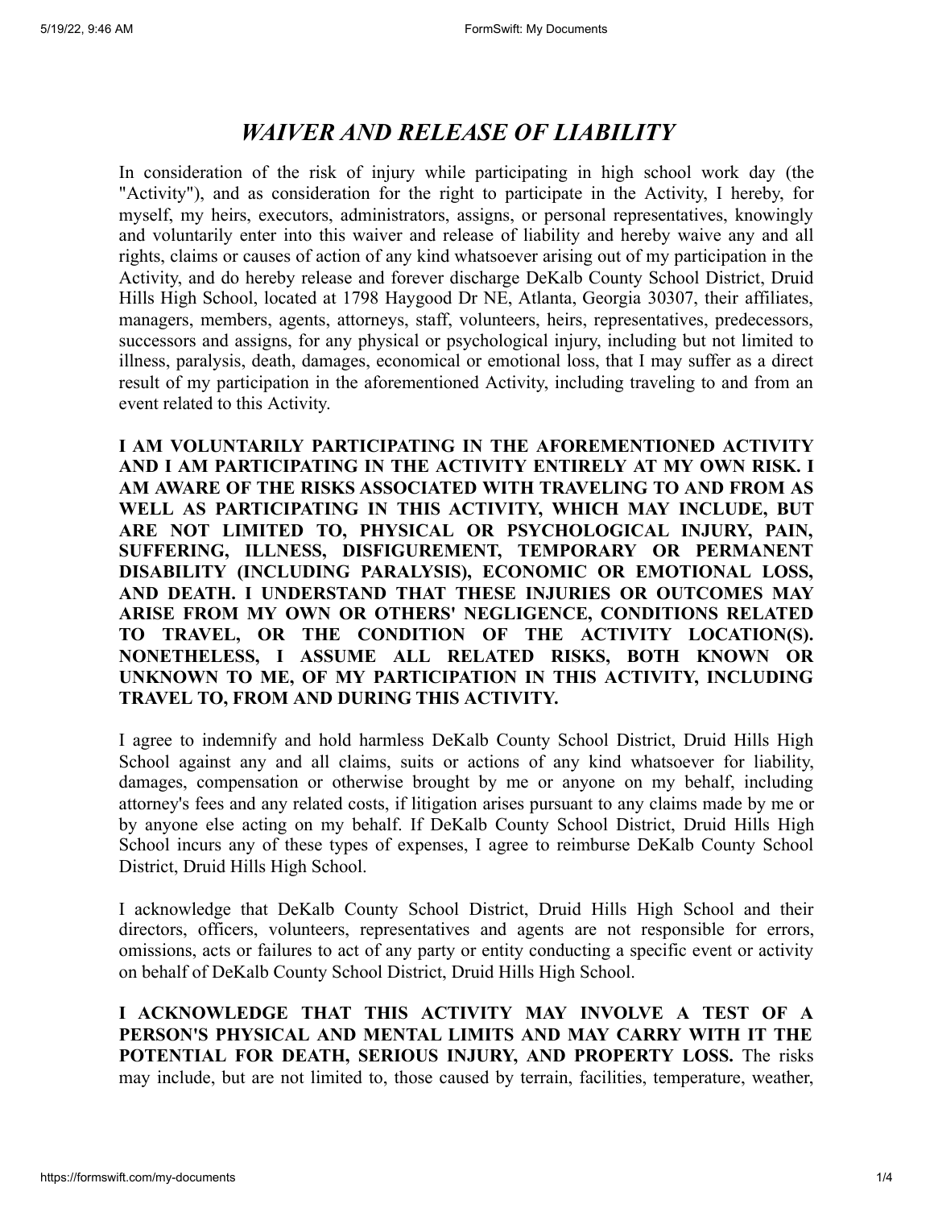# *WAIVER AND RELEASE OF LIABILITY*

In consideration of the risk of injury while participating in high school work day (the "Activity"), and as consideration for the right to participate in the Activity, I hereby, for myself, my heirs, executors, administrators, assigns, or personal representatives, knowingly and voluntarily enter into this waiver and release of liability and hereby waive any and all rights, claims or causes of action of any kind whatsoever arising out of my participation in the Activity, and do hereby release and forever discharge DeKalb County School District, Druid Hills High School, located at 1798 Haygood Dr NE, Atlanta, Georgia 30307, their affiliates, managers, members, agents, attorneys, staff, volunteers, heirs, representatives, predecessors, successors and assigns, for any physical or psychological injury, including but not limited to illness, paralysis, death, damages, economical or emotional loss, that I may suffer as a direct result of my participation in the aforementioned Activity, including traveling to and from an event related to this Activity.

**I AM VOLUNTARILY PARTICIPATING IN THE AFOREMENTIONED ACTIVITY AND I AM PARTICIPATING IN THE ACTIVITY ENTIRELY AT MY OWN RISK. I AM AWARE OF THE RISKS ASSOCIATED WITH TRAVELING TO AND FROM AS WELL AS PARTICIPATING IN THIS ACTIVITY, WHICH MAY INCLUDE, BUT ARE NOT LIMITED TO, PHYSICAL OR PSYCHOLOGICAL INJURY, PAIN, SUFFERING, ILLNESS, DISFIGUREMENT, TEMPORARY OR PERMANENT DISABILITY (INCLUDING PARALYSIS), ECONOMIC OR EMOTIONAL LOSS, AND DEATH. I UNDERSTAND THAT THESE INJURIES OR OUTCOMES MAY ARISE FROM MY OWN OR OTHERS' NEGLIGENCE, CONDITIONS RELATED TO TRAVEL, OR THE CONDITION OF THE ACTIVITY LOCATION(S). NONETHELESS, I ASSUME ALL RELATED RISKS, BOTH KNOWN OR UNKNOWN TO ME, OF MY PARTICIPATION IN THIS ACTIVITY, INCLUDING TRAVEL TO, FROM AND DURING THIS ACTIVITY.**

I agree to indemnify and hold harmless DeKalb County School District, Druid Hills High School against any and all claims, suits or actions of any kind whatsoever for liability, damages, compensation or otherwise brought by me or anyone on my behalf, including attorney's fees and any related costs, if litigation arises pursuant to any claims made by me or by anyone else acting on my behalf. If DeKalb County School District, Druid Hills High School incurs any of these types of expenses, I agree to reimburse DeKalb County School District, Druid Hills High School.

I acknowledge that DeKalb County School District, Druid Hills High School and their directors, officers, volunteers, representatives and agents are not responsible for errors, omissions, acts or failures to act of any party or entity conducting a specific event or activity on behalf of DeKalb County School District, Druid Hills High School.

**I ACKNOWLEDGE THAT THIS ACTIVITY MAY INVOLVE A TEST OF A PERSON'S PHYSICAL AND MENTAL LIMITS AND MAY CARRY WITH IT THE POTENTIAL FOR DEATH, SERIOUS INJURY, AND PROPERTY LOSS.** The risks may include, but are not limited to, those caused by terrain, facilities, temperature, weather,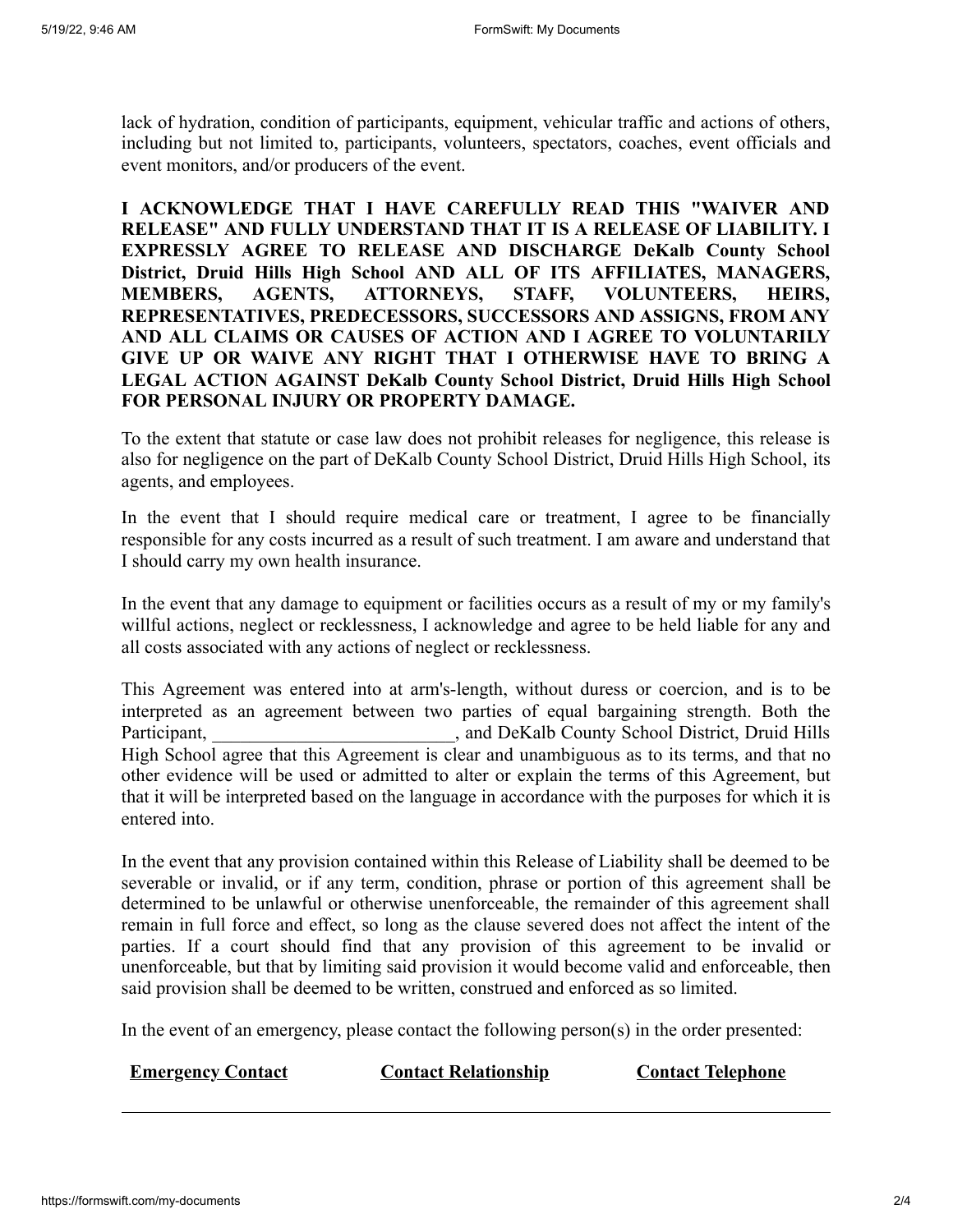lack of hydration, condition of participants, equipment, vehicular traffic and actions of others, including but not limited to, participants, volunteers, spectators, coaches, event officials and event monitors, and/or producers of the event.

**I ACKNOWLEDGE THAT I HAVE CAREFULLY READ THIS "WAIVER AND RELEASE" AND FULLY UNDERSTAND THAT IT IS A RELEASE OF LIABILITY. I EXPRESSLY AGREE TO RELEASE AND DISCHARGE DeKalb County School District, Druid Hills High School AND ALL OF ITS AFFILIATES, MANAGERS, MEMBERS, AGENTS, ATTORNEYS, STAFF, VOLUNTEERS, HEIRS, REPRESENTATIVES, PREDECESSORS, SUCCESSORS AND ASSIGNS, FROM ANY AND ALL CLAIMS OR CAUSES OF ACTION AND I AGREE TO VOLUNTARILY GIVE UP OR WAIVE ANY RIGHT THAT I OTHERWISE HAVE TO BRING A LEGAL ACTION AGAINST DeKalb County School District, Druid Hills High School FOR PERSONAL INJURY OR PROPERTY DAMAGE.**

To the extent that statute or case law does not prohibit releases for negligence, this release is also for negligence on the part of DeKalb County School District, Druid Hills High School, its agents, and employees.

In the event that I should require medical care or treatment, I agree to be financially responsible for any costs incurred as a result of such treatment. I am aware and understand that I should carry my own health insurance.

In the event that any damage to equipment or facilities occurs as a result of my or my family's willful actions, neglect or recklessness, I acknowledge and agree to be held liable for any and all costs associated with any actions of neglect or recklessness.

This Agreement was entered into at arm's-length, without duress or coercion, and is to be interpreted as an agreement between two parties of equal bargaining strength. Both the Participant, ___________________________, and DeKalb County School District, Druid Hills High School agree that this Agreement is clear and unambiguous as to its terms, and that no other evidence will be used or admitted to alter or explain the terms of this Agreement, but that it will be interpreted based on the language in accordance with the purposes for which it is entered into.

In the event that any provision contained within this Release of Liability shall be deemed to be severable or invalid, or if any term, condition, phrase or portion of this agreement shall be determined to be unlawful or otherwise unenforceable, the remainder of this agreement shall remain in full force and effect, so long as the clause severed does not affect the intent of the parties. If a court should find that any provision of this agreement to be invalid or unenforceable, but that by limiting said provision it would become valid and enforceable, then said provision shall be deemed to be written, construed and enforced as so limited.

In the event of an emergency, please contact the following person(s) in the order presented:

| Emergency Contact | Contact Relationship | Contact Telephone |
| --- | --- | --- |
| | | |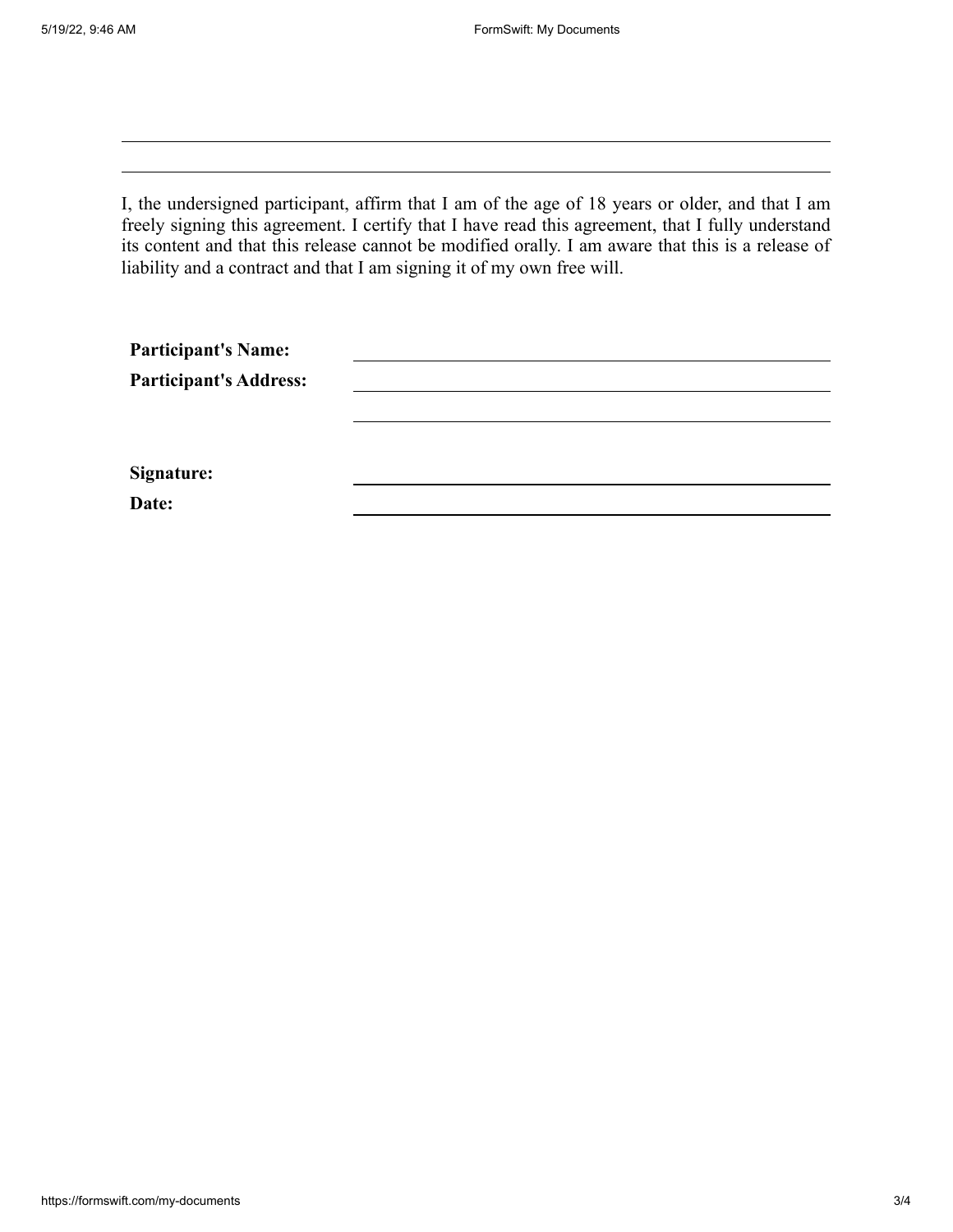\_\_\_\_\_\_\_\_\_\_\_\_\_\_\_\_\_\_\_\_\_\_\_\_\_\_\_\_\_\_\_\_\_\_\_\_\_\_\_\_\_\_\_\_\_\_\_\_\_\_\_\_\_\_\_\_\_\_\_\_\_\_\_\_\_\_\_\_\_\_

\_\_\_\_\_\_\_\_\_\_\_\_\_\_\_\_\_\_\_\_\_\_\_\_\_\_\_\_\_\_\_\_\_\_\_\_\_\_\_\_\_\_\_\_\_\_\_\_\_\_\_\_\_\_\_\_\_\_\_\_\_\_\_\_\_\_\_\_\_\_

I, the undersigned participant, affirm that I am of the age of 18 years or older, and that I am freely signing this agreement. I certify that I have read this agreement, that I fully understand its content and that this release cannot be modified orally. I am aware that this is a release of liability and a contract and that I am signing it of my own free will.

**Participant's Name:** \_\_\_\_\_\_\_\_\_\_\_\_\_\_\_\_\_\_\_\_\_\_\_\_\_\_\_\_\_\_\_\_\_\_\_\_\_\_\_\_

**Participant's Address:** \_\_\_\_\_\_\_\_\_\_\_\_\_\_\_\_\_\_\_\_\_\_\_\_\_\_\_\_\_\_\_\_\_\_\_\_\_\_\_\_

\_\_\_\_\_\_\_\_\_\_\_\_\_\_\_\_\_\_\_\_\_\_\_\_\_\_\_\_\_\_\_\_\_\_\_\_\_\_\_\_

**Signature:** \_\_\_\_\_\_\_\_\_\_\_\_\_\_\_\_\_\_\_\_\_\_\_\_\_\_\_\_\_\_\_\_\_\_\_\_\_\_\_\_

**Date:** \_\_\_\_\_\_\_\_\_\_\_\_\_\_\_\_\_\_\_\_\_\_\_\_\_\_\_\_\_\_\_\_\_\_\_\_\_\_\_\_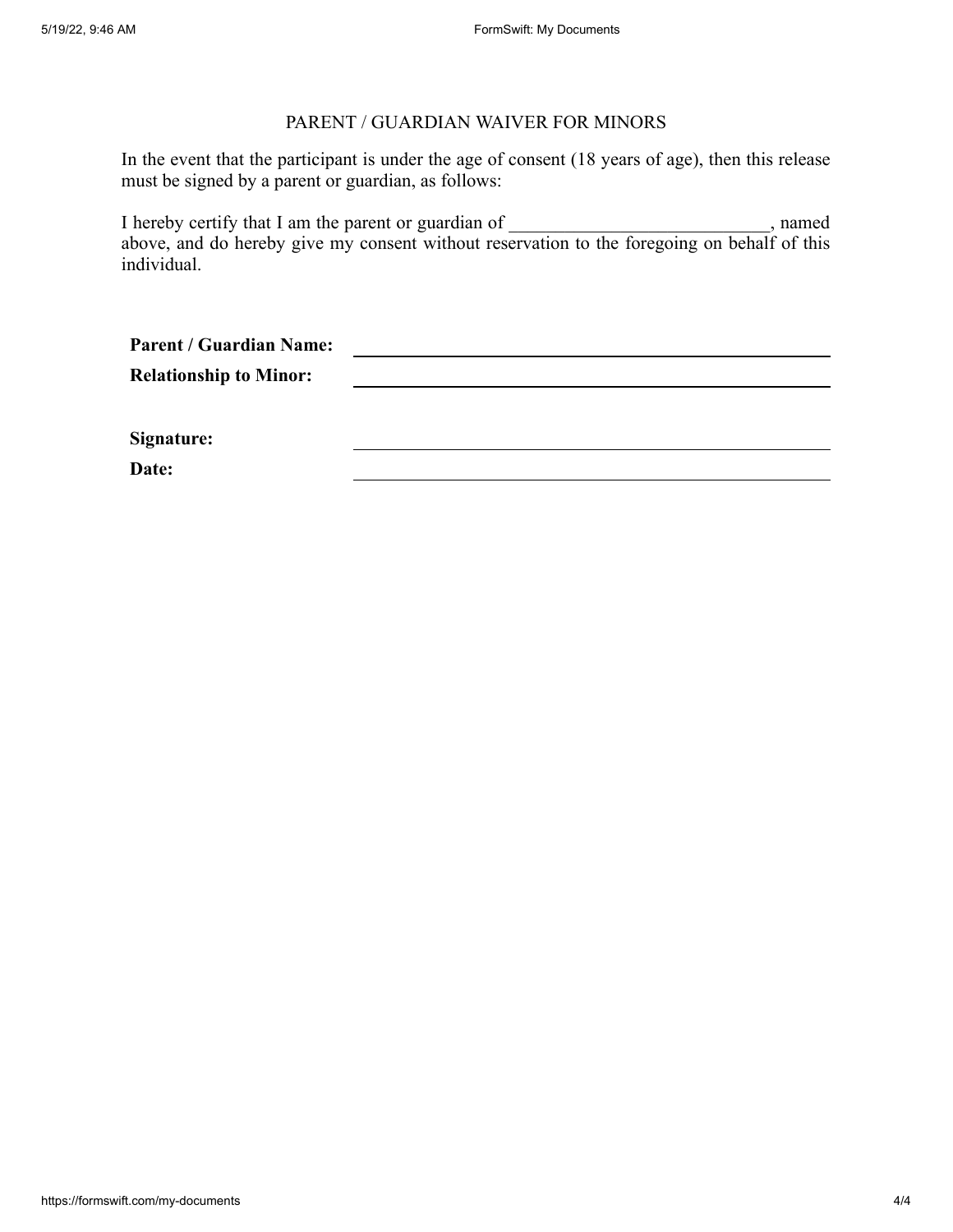## PARENT / GUARDIAN WAIVER FOR MINORS

In the event that the participant is under the age of consent (18 years of age), then this release must be signed by a parent or guardian, as follows:

I hereby certify that I am the parent or guardian of ___________________________, named above, and do hereby give my consent without reservation to the foregoing on behalf of this individual.

**Parent / Guardian Name:** ______________________________

**Relationship to Minor:** ______________________________

**Signature:** ______________________________

**Date:** ______________________________